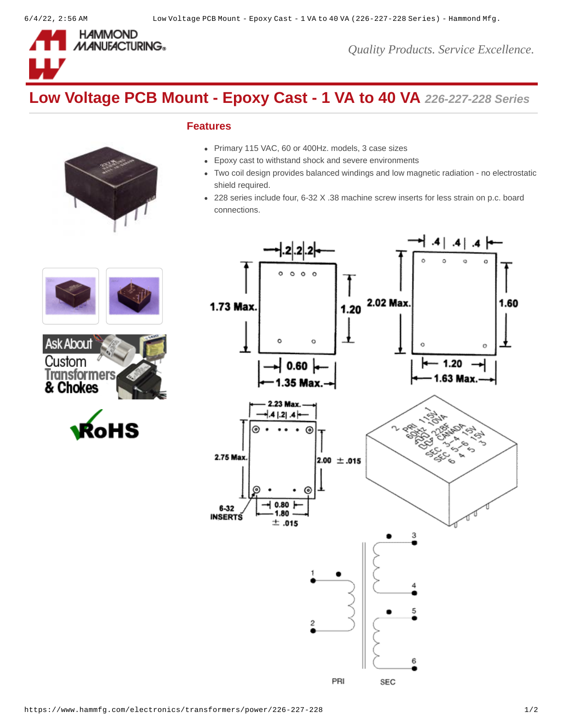# Low Voltage PCB Mount - Epoxy Cast - 1 VA to 40 VA *226-227-228 Series*

Quality Products. Service Excellence.

## Features

- Primary 115 VAC, 60 or 400Hz. models, 3 case sizes
- Epoxy cast to withstand shock and severe environments
- Two coil design provides balanced windings and low magnetic radiation - no electrostatic shield required.
- 228 series include four, 6-32 X .38 machine screw inserts for less strain on p.c. board connections.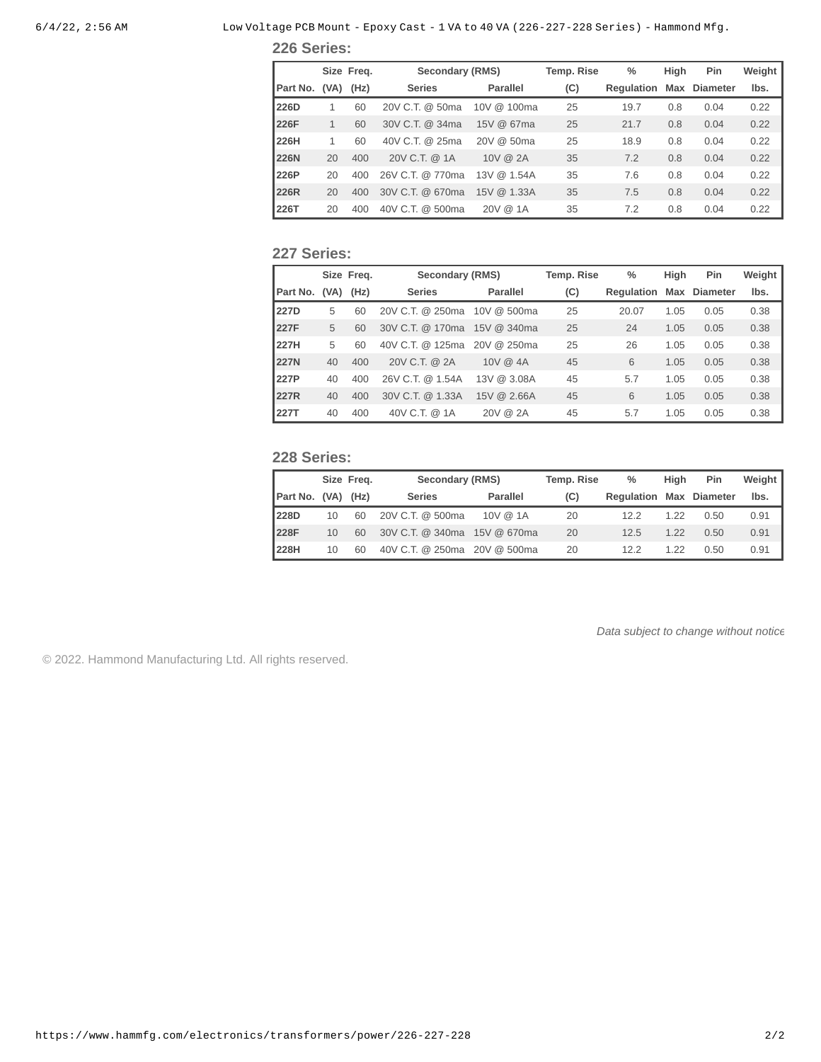## 226 Series:

| Part No. | Size (VA) | Freq. (Hz) | Secondary (RMS) Series | Secondary (RMS) Parallel | Temp. Rise (C) | % Regulation | High Max | Pin Diameter | Weight lbs. |
|---|---|---|---|---|---|---|---|---|---|
| **226D** | 1 | 60 | 20V C.T. @ 50ma | 10V @ 100ma | 25 | 19.7 | 0.8 | 0.04 | 0.22 |
| **226F** | 1 | 60 | 30V C.T. @ 34ma | 15V @ 67ma | 25 | 21.7 | 0.8 | 0.04 | 0.22 |
| **226H** | 1 | 60 | 40V C.T. @ 25ma | 20V @ 50ma | 25 | 18.9 | 0.8 | 0.04 | 0.22 |
| **226N** | 20 | 400 | 20V C.T. @ 1A | 10V @ 2A | 35 | 7.2 | 0.8 | 0.04 | 0.22 |
| **226P** | 20 | 400 | 26V C.T. @ 770ma | 13V @ 1.54A | 35 | 7.6 | 0.8 | 0.04 | 0.22 |
| **226R** | 20 | 400 | 30V C.T. @ 670ma | 15V @ 1.33A | 35 | 7.5 | 0.8 | 0.04 | 0.22 |
| **226T** | 20 | 400 | 40V C.T. @ 500ma | 20V @ 1A | 35 | 7.2 | 0.8 | 0.04 | 0.22 |

## 227 Series:

| Part No. | Size (VA) | Freq. (Hz) | Secondary (RMS) Series | Secondary (RMS) Parallel | Temp. Rise (C) | % Regulation | High Max | Pin Diameter | Weight lbs. |
|---|---|---|---|---|---|---|---|---|---|
| **227D** | 5 | 60 | 20V C.T. @ 250ma | 10V @ 500ma | 25 | 20.07 | 1.05 | 0.05 | 0.38 |
| **227F** | 5 | 60 | 30V C.T. @ 170ma | 15V @ 340ma | 25 | 24 | 1.05 | 0.05 | 0.38 |
| **227H** | 5 | 60 | 40V C.T. @ 125ma | 20V @ 250ma | 25 | 26 | 1.05 | 0.05 | 0.38 |
| **227N** | 40 | 400 | 20V C.T. @ 2A | 10V @ 4A | 45 | 6 | 1.05 | 0.05 | 0.38 |
| **227P** | 40 | 400 | 26V C.T. @ 1.54A | 13V @ 3.08A | 45 | 5.7 | 1.05 | 0.05 | 0.38 |
| **227R** | 40 | 400 | 30V C.T. @ 1.33A | 15V @ 2.66A | 45 | 6 | 1.05 | 0.05 | 0.38 |
| **227T** | 40 | 400 | 40V C.T. @ 1A | 20V @ 2A | 45 | 5.7 | 1.05 | 0.05 | 0.38 |

## 228 Series:

| Part No. | Size (VA) | Freq. (Hz) | Secondary (RMS) Series | Secondary (RMS) Parallel | Temp. Rise (C) | % Regulation | High Max | Pin Diameter | Weight lbs. |
|---|---|---|---|---|---|---|---|---|---|
| **228D** | 10 | 60 | 20V C.T. @ 500ma | 10V @ 1A | 20 | 12.2 | 1.22 | 0.50 | 0.91 |
| **228F** | 10 | 60 | 30V C.T. @ 340ma | 15V @ 670ma | 20 | 12.5 | 1.22 | 0.50 | 0.91 |
| **228H** | 10 | 60 | 40V C.T. @ 250ma | 20V @ 500ma | 20 | 12.2 | 1.22 | 0.50 | 0.91 |

*Data subject to change without notice*

© 2022. Hammond Manufacturing Ltd. All rights reserved.